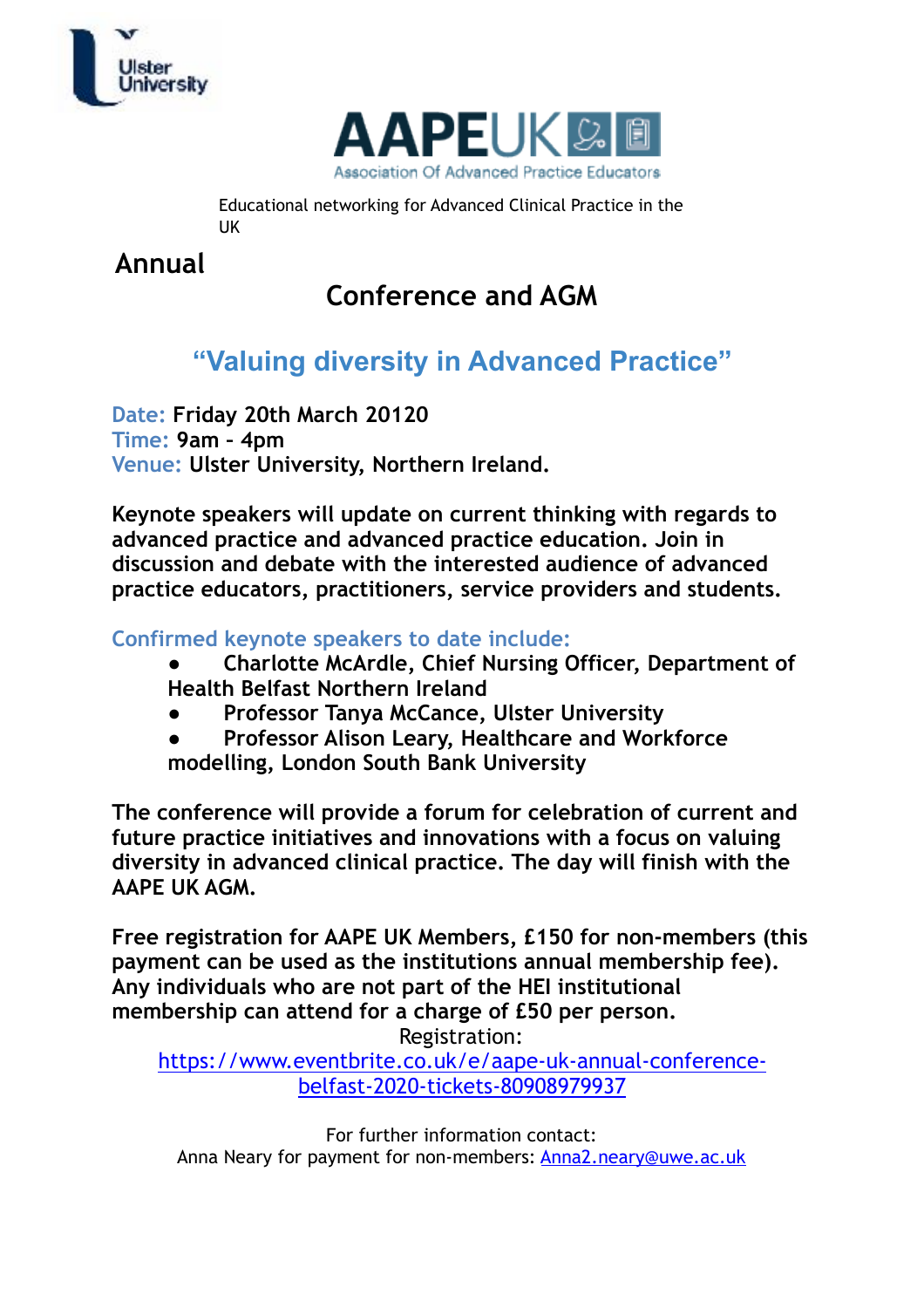Ulster University

# AAPEUK

Association Of Advanced Practice Educators

Educational networking for Advanced Clinical Practice in the UK

## Annual

## Conference and AGM

## "Valuing diversity in Advanced Practice"

**Date:** **Friday 20th March 20120**
**Time:** **9am - 4pm**
**Venue:** **Ulster University, Northern Ireland.**

**Keynote speakers will update on current thinking with regards to advanced practice and advanced practice education. Join in discussion and debate with the interested audience of advanced practice educators, practitioners, service providers and students.**

**Confirmed keynote speakers to date include:**

- **Charlotte McArdle, Chief Nursing Officer, Department of Health Belfast Northern Ireland**
- **Professor Tanya McCance, Ulster University**
- **Professor Alison Leary, Healthcare and Workforce modelling, London South Bank University**

**The conference will provide a forum for celebration of current and future practice initiatives and innovations with a focus on valuing diversity in advanced clinical practice. The day will finish with the AAPE UK AGM.**

**Free registration for AAPE UK Members, £150 for non-members (this payment can be used as the institutions annual membership fee). Any individuals who are not part of the HEI institutional membership can attend for a charge of £50 per person.**

Registration:
https://www.eventbrite.co.uk/e/aape-uk-annual-conference-belfast-2020-tickets-80908979937

For further information contact:
Anna Neary for payment for non-members: Anna2.neary@uwe.ac.uk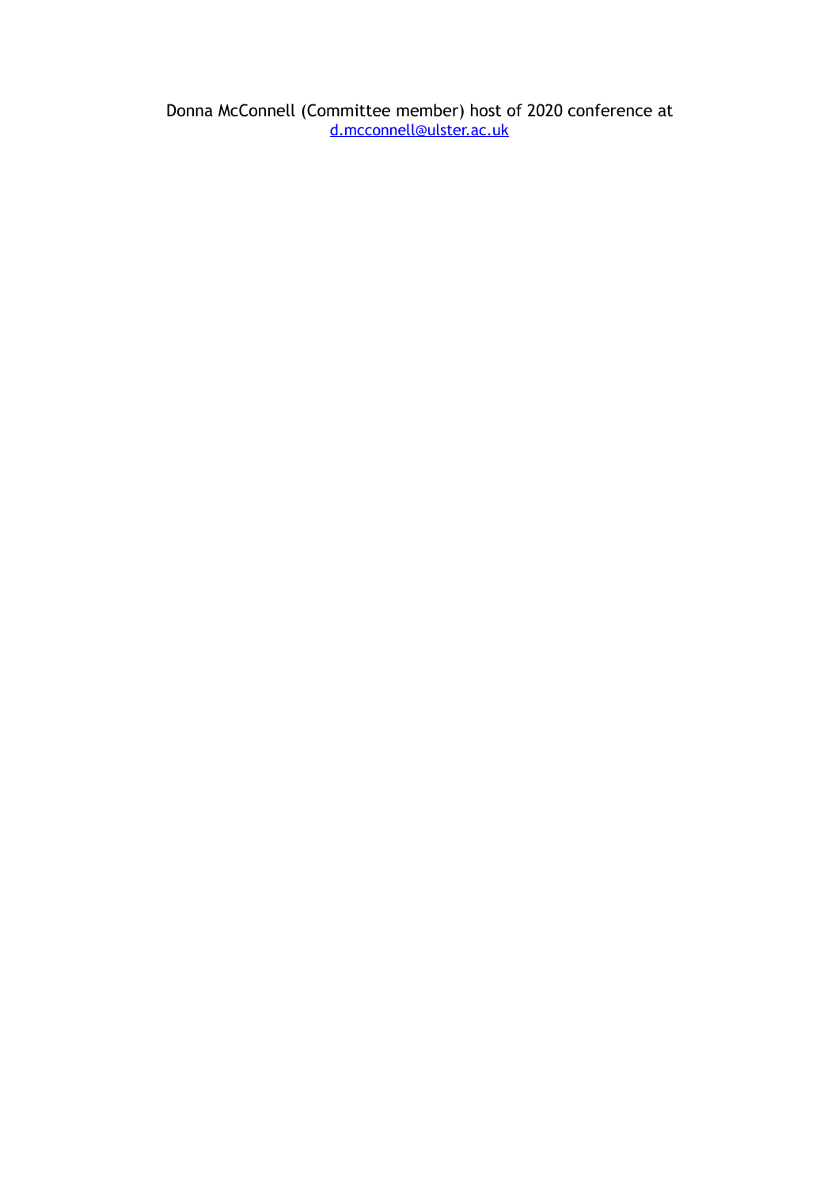Donna McConnell (Committee member) host of 2020 conference at
[d.mcconnell@ulster.ac.uk](mailto:d.mcconnell@ulster.ac.uk)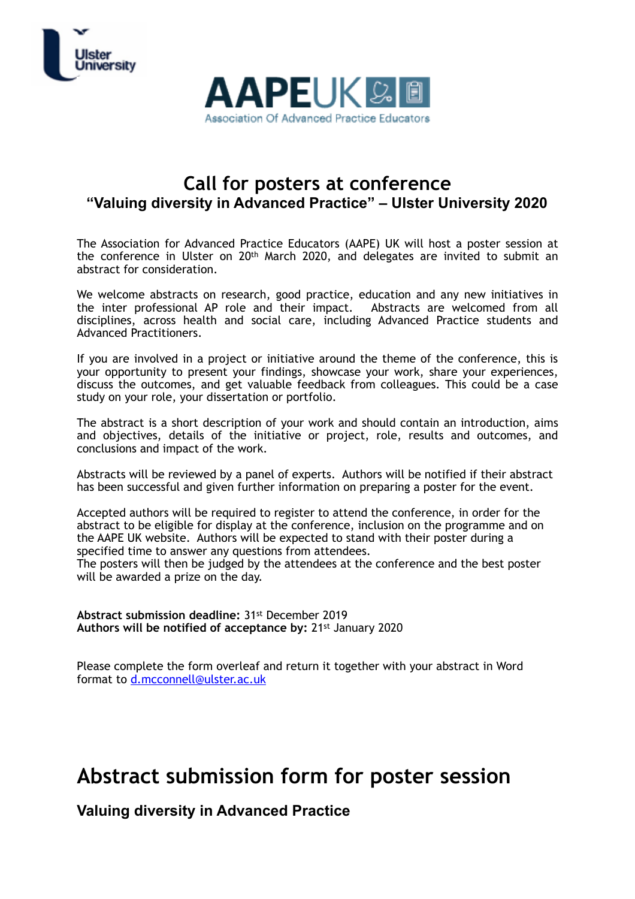# Call for posters at conference

## "Valuing diversity in Advanced Practice" – Ulster University 2020

The Association for Advanced Practice Educators (AAPE) UK will host a poster session at the conference in Ulster on 20th March 2020, and delegates are invited to submit an abstract for consideration.

We welcome abstracts on research, good practice, education and any new initiatives in the inter professional AP role and their impact. Abstracts are welcomed from all disciplines, across health and social care, including Advanced Practice students and Advanced Practitioners.

If you are involved in a project or initiative around the theme of the conference, this is your opportunity to present your findings, showcase your work, share your experiences, discuss the outcomes, and get valuable feedback from colleagues. This could be a case study on your role, your dissertation or portfolio.

The abstract is a short description of your work and should contain an introduction, aims and objectives, details of the initiative or project, role, results and outcomes, and conclusions and impact of the work.

Abstracts will be reviewed by a panel of experts. Authors will be notified if their abstract has been successful and given further information on preparing a poster for the event.

Accepted authors will be required to register to attend the conference, in order for the abstract to be eligible for display at the conference, inclusion on the programme and on the AAPE UK website. Authors will be expected to stand with their poster during a specified time to answer any questions from attendees.
The posters will then be judged by the attendees at the conference and the best poster will be awarded a prize on the day.

**Abstract submission deadline:** 31st December 2019
**Authors will be notified of acceptance by:** 21st January 2020

Please complete the form overleaf and return it together with your abstract in Word format to d.mcconnell@ulster.ac.uk

# Abstract submission form for poster session

### Valuing diversity in Advanced Practice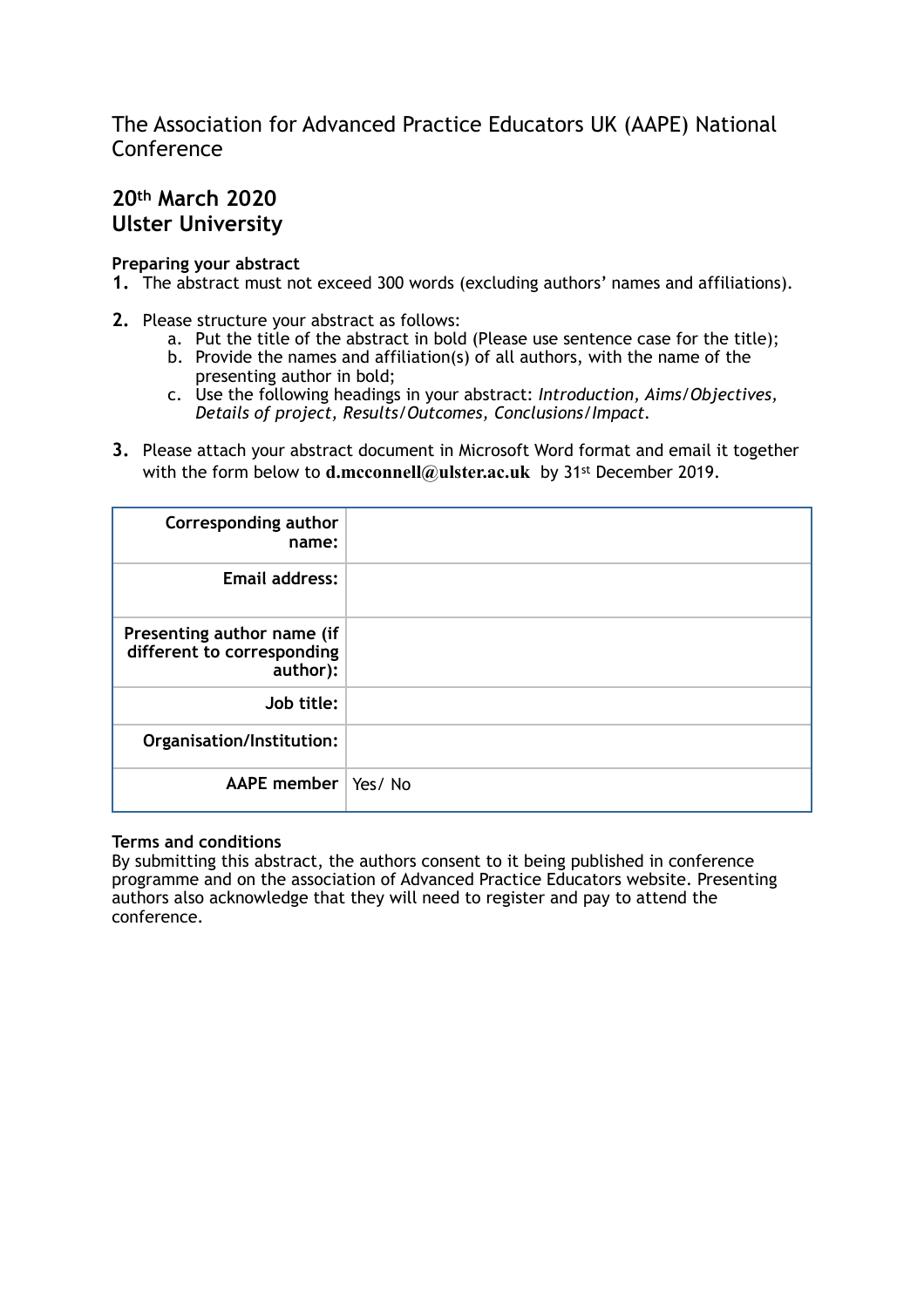The Association for Advanced Practice Educators UK (AAPE) National Conference

## 20th March 2020
## Ulster University

**Preparing your abstract**

1. The abstract must not exceed 300 words (excluding authors' names and affiliations).
2. Please structure your abstract as follows:
   a. Put the title of the abstract in bold (Please use sentence case for the title);
   b. Provide the names and affiliation(s) of all authors, with the name of the presenting author in bold;
   c. Use the following headings in your abstract: *Introduction, Aims/Objectives, Details of project, Results/Outcomes, Conclusions/Impact.*
3. Please attach your abstract document in Microsoft Word format and email it together with the form below to **d.mcconnell@ulster.ac.uk** by 31st December 2019.

| | |
|---|---|
| **Corresponding author name:** | |
| **Email address:** | |
| **Presenting author name (if different to corresponding author):** | |
| **Job title:** | |
| **Organisation/Institution:** | |
| **AAPE member** | Yes/ No |

**Terms and conditions**

By submitting this abstract, the authors consent to it being published in conference programme and on the association of Advanced Practice Educators website. Presenting authors also acknowledge that they will need to register and pay to attend the conference.